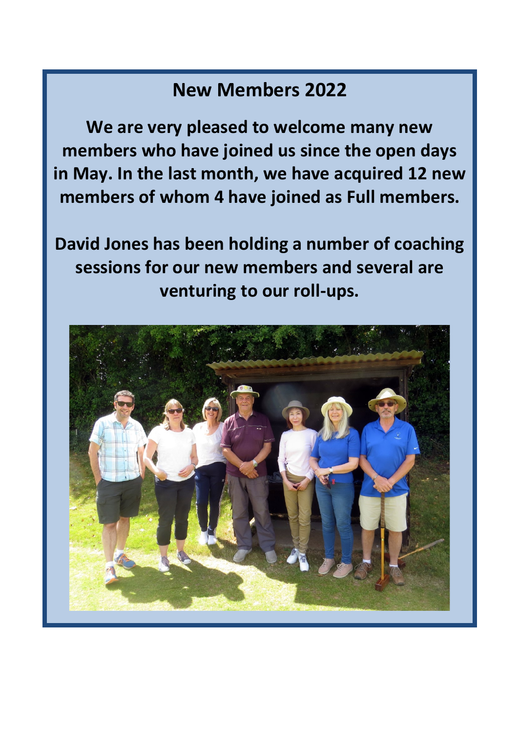# New Members 2022

**We are very pleased to welcome many new members who have joined us since the open days in May. In the last month, we have acquired 12 new members of whom 4 have joined as Full members.**

**David Jones has been holding a number of coaching sessions for our new members and several are venturing to our roll-ups.**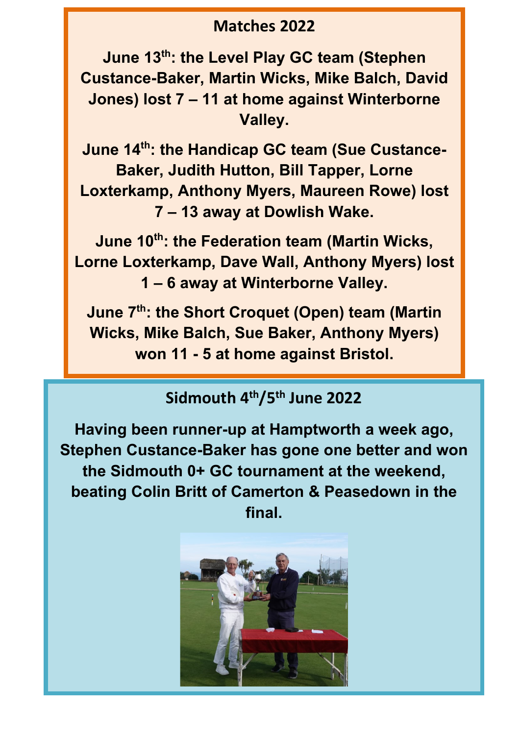## Matches 2022

**June 13th: the Level Play GC team (Stephen Custance-Baker, Martin Wicks, Mike Balch, David Jones) lost 7 – 11 at home against Winterborne Valley.**

**June 14th: the Handicap GC team (Sue Custance-Baker, Judith Hutton, Bill Tapper, Lorne Loxterkamp, Anthony Myers, Maureen Rowe) lost 7 – 13 away at Dowlish Wake.**

**June 10th: the Federation team (Martin Wicks, Lorne Loxterkamp, Dave Wall, Anthony Myers) lost 1 – 6 away at Winterborne Valley.**

**June 7th: the Short Croquet (Open) team (Martin Wicks, Mike Balch, Sue Baker, Anthony Myers) won 11 - 5 at home against Bristol.**

## Sidmouth 4th/5th June 2022

**Having been runner-up at Hamptworth a week ago, Stephen Custance-Baker has gone one better and won the Sidmouth 0+ GC tournament at the weekend, beating Colin Britt of Camerton & Peasedown in the final.**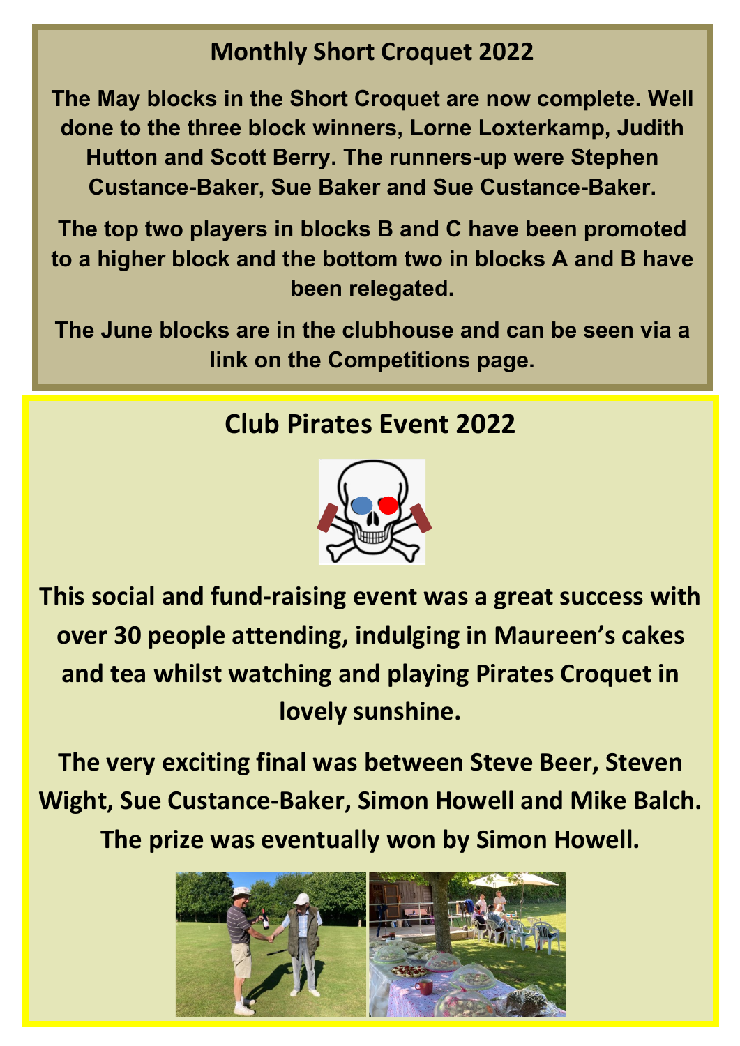## Monthly Short Croquet 2022

**The May blocks in the Short Croquet are now complete. Well done to the three block winners, Lorne Loxterkamp, Judith Hutton and Scott Berry. The runners-up were Stephen Custance-Baker, Sue Baker and Sue Custance-Baker.**

**The top two players in blocks B and C have been promoted to a higher block and the bottom two in blocks A and B have been relegated.**

**The June blocks are in the clubhouse and can be seen via a link on the Competitions page.**

## Club Pirates Event 2022

**This social and fund-raising event was a great success with over 30 people attending, indulging in Maureen's cakes and tea whilst watching and playing Pirates Croquet in lovely sunshine.**

**The very exciting final was between Steve Beer, Steven Wight, Sue Custance-Baker, Simon Howell and Mike Balch. The prize was eventually won by Simon Howell.**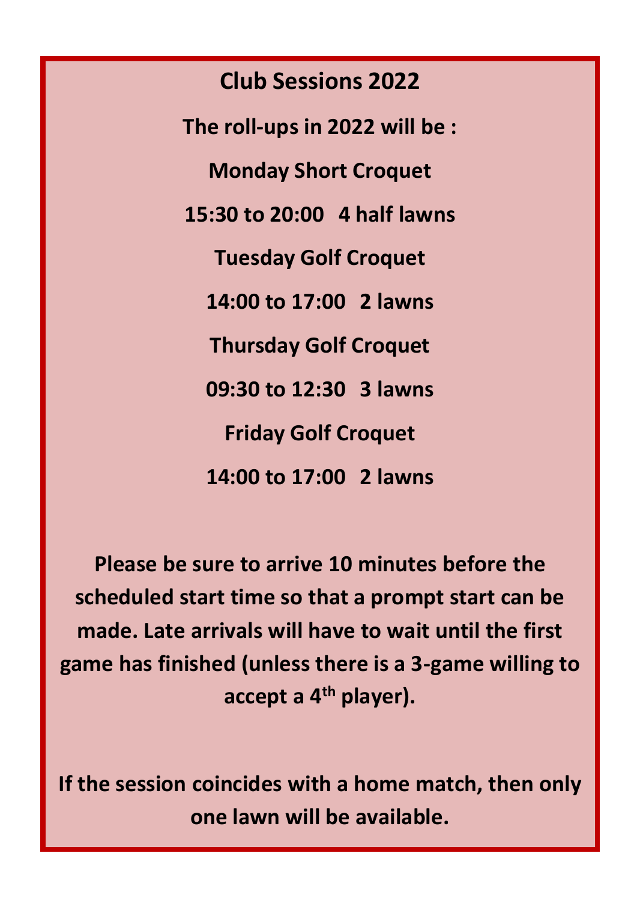# Club Sessions 2022

**The roll-ups in 2022 will be :**

**Monday Short Croquet**

**15:30 to 20:00 4 half lawns**

**Tuesday Golf Croquet**

**14:00 to 17:00 2 lawns**

**Thursday Golf Croquet**

**09:30 to 12:30 3 lawns**

**Friday Golf Croquet**

**14:00 to 17:00 2 lawns**

**Please be sure to arrive 10 minutes before the scheduled start time so that a prompt start can be made. Late arrivals will have to wait until the first game has finished (unless there is a 3-game willing to accept a 4th player).**

**If the session coincides with a home match, then only one lawn will be available.**